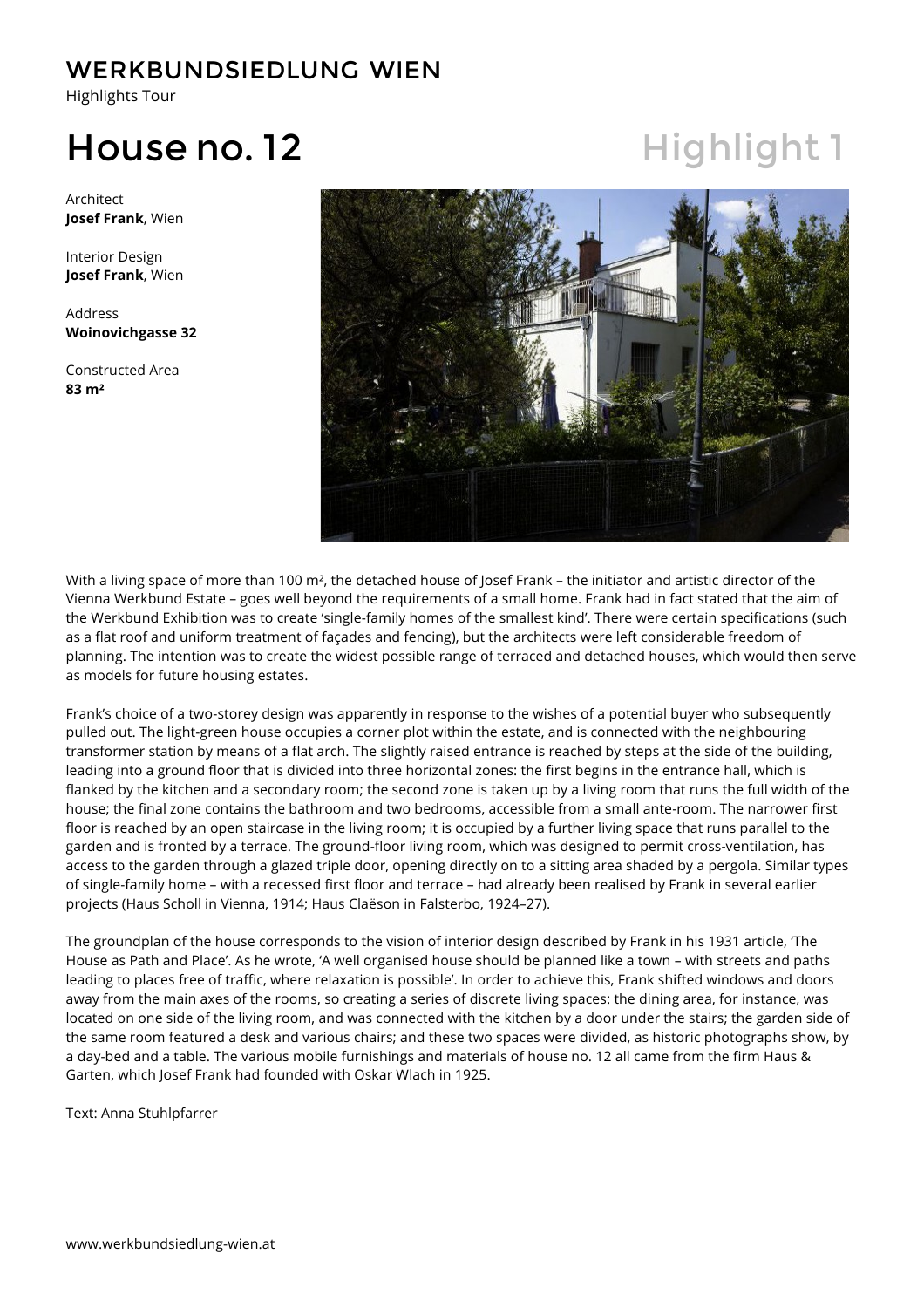# WERKBUNDSIEDLUNG WIEN

Highlights Tour

# House no. 12

## Highlight 1

Architect
**Josef Frank**, Wien

Interior Design
**Josef Frank**, Wien

Address
**Woinovichgasse 32**

Constructed Area
**83 m²**

With a living space of more than 100 m², the detached house of Josef Frank – the initiator and artistic director of the Vienna Werkbund Estate – goes well beyond the requirements of a small home. Frank had in fact stated that the aim of the Werkbund Exhibition was to create 'single-family homes of the smallest kind'. There were certain specifications (such as a flat roof and uniform treatment of façades and fencing), but the architects were left considerable freedom of planning. The intention was to create the widest possible range of terraced and detached houses, which would then serve as models for future housing estates.

Frank's choice of a two-storey design was apparently in response to the wishes of a potential buyer who subsequently pulled out. The light-green house occupies a corner plot within the estate, and is connected with the neighbouring transformer station by means of a flat arch. The slightly raised entrance is reached by steps at the side of the building, leading into a ground floor that is divided into three horizontal zones: the first begins in the entrance hall, which is flanked by the kitchen and a secondary room; the second zone is taken up by a living room that runs the full width of the house; the final zone contains the bathroom and two bedrooms, accessible from a small ante-room. The narrower first floor is reached by an open staircase in the living room; it is occupied by a further living space that runs parallel to the garden and is fronted by a terrace. The ground-floor living room, which was designed to permit cross-ventilation, has access to the garden through a glazed triple door, opening directly on to a sitting area shaded by a pergola. Similar types of single-family home – with a recessed first floor and terrace – had already been realised by Frank in several earlier projects (Haus Scholl in Vienna, 1914; Haus Claëson in Falsterbo, 1924–27).

The groundplan of the house corresponds to the vision of interior design described by Frank in his 1931 article, 'The House as Path and Place'. As he wrote, 'A well organised house should be planned like a town – with streets and paths leading to places free of traffic, where relaxation is possible'. In order to achieve this, Frank shifted windows and doors away from the main axes of the rooms, so creating a series of discrete living spaces: the dining area, for instance, was located on one side of the living room, and was connected with the kitchen by a door under the stairs; the garden side of the same room featured a desk and various chairs; and these two spaces were divided, as historic photographs show, by a day-bed and a table. The various mobile furnishings and materials of house no. 12 all came from the firm Haus & Garten, which Josef Frank had founded with Oskar Wlach in 1925.

Text: Anna Stuhlpfarrer

www.werkbundsiedlung-wien.at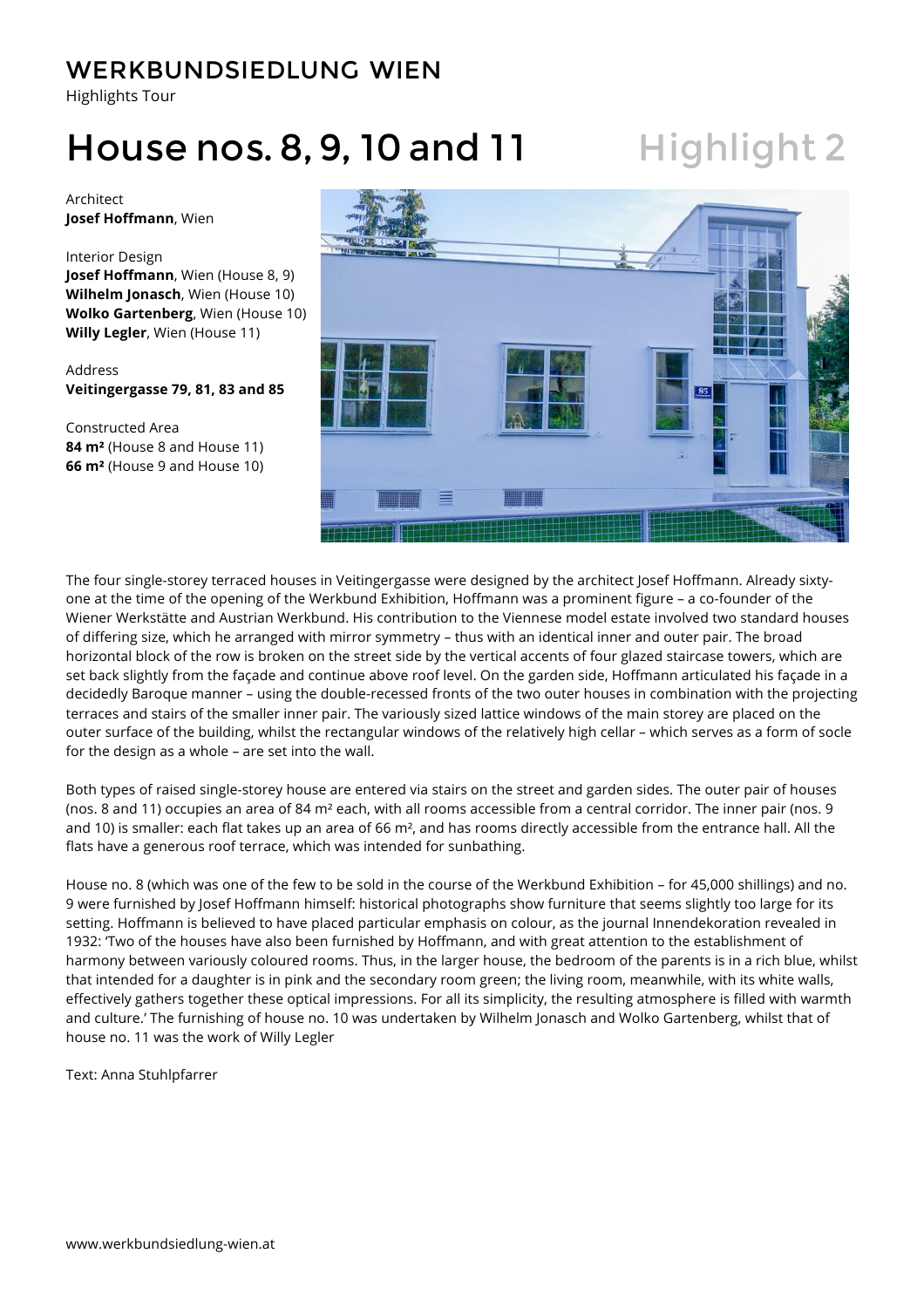# WERKBUNDSIEDLUNG WIEN

Highlights Tour

# House nos. 8, 9, 10 and 11

## Highlight 2

Architect
**Josef Hoffmann**, Wien

Interior Design
**Josef Hoffmann**, Wien (House 8, 9)
**Wilhelm Jonasch**, Wien (House 10)
**Wolko Gartenberg**, Wien (House 10)
**Willy Legler**, Wien (House 11)

Address
**Veitingergasse 79, 81, 83 and 85**

Constructed Area
**84 m²** (House 8 and House 11)
**66 m²** (House 9 and House 10)

The four single-storey terraced houses in Veitingergasse were designed by the architect Josef Hoffmann. Already sixty-one at the time of the opening of the Werkbund Exhibition, Hoffmann was a prominent figure – a co-founder of the Wiener Werkstätte and Austrian Werkbund. His contribution to the Viennese model estate involved two standard houses of differing size, which he arranged with mirror symmetry – thus with an identical inner and outer pair. The broad horizontal block of the row is broken on the street side by the vertical accents of four glazed staircase towers, which are set back slightly from the façade and continue above roof level. On the garden side, Hoffmann articulated his façade in a decidedly Baroque manner – using the double-recessed fronts of the two outer houses in combination with the projecting terraces and stairs of the smaller inner pair. The variously sized lattice windows of the main storey are placed on the outer surface of the building, whilst the rectangular windows of the relatively high cellar – which serves as a form of socle for the design as a whole – are set into the wall.

Both types of raised single-storey house are entered via stairs on the street and garden sides. The outer pair of houses (nos. 8 and 11) occupies an area of 84 m² each, with all rooms accessible from a central corridor. The inner pair (nos. 9 and 10) is smaller: each flat takes up an area of 66 m², and has rooms directly accessible from the entrance hall. All the flats have a generous roof terrace, which was intended for sunbathing.

House no. 8 (which was one of the few to be sold in the course of the Werkbund Exhibition – for 45,000 shillings) and no. 9 were furnished by Josef Hoffmann himself: historical photographs show furniture that seems slightly too large for its setting. Hoffmann is believed to have placed particular emphasis on colour, as the journal Innendekoration revealed in 1932: 'Two of the houses have also been furnished by Hoffmann, and with great attention to the establishment of harmony between variously coloured rooms. Thus, in the larger house, the bedroom of the parents is in a rich blue, whilst that intended for a daughter is in pink and the secondary room green; the living room, meanwhile, with its white walls, effectively gathers together these optical impressions. For all its simplicity, the resulting atmosphere is filled with warmth and culture.' The furnishing of house no. 10 was undertaken by Wilhelm Jonasch and Wolko Gartenberg, whilst that of house no. 11 was the work of Willy Legler

Text: Anna Stuhlpfarrer

www.werkbundsiedlung-wien.at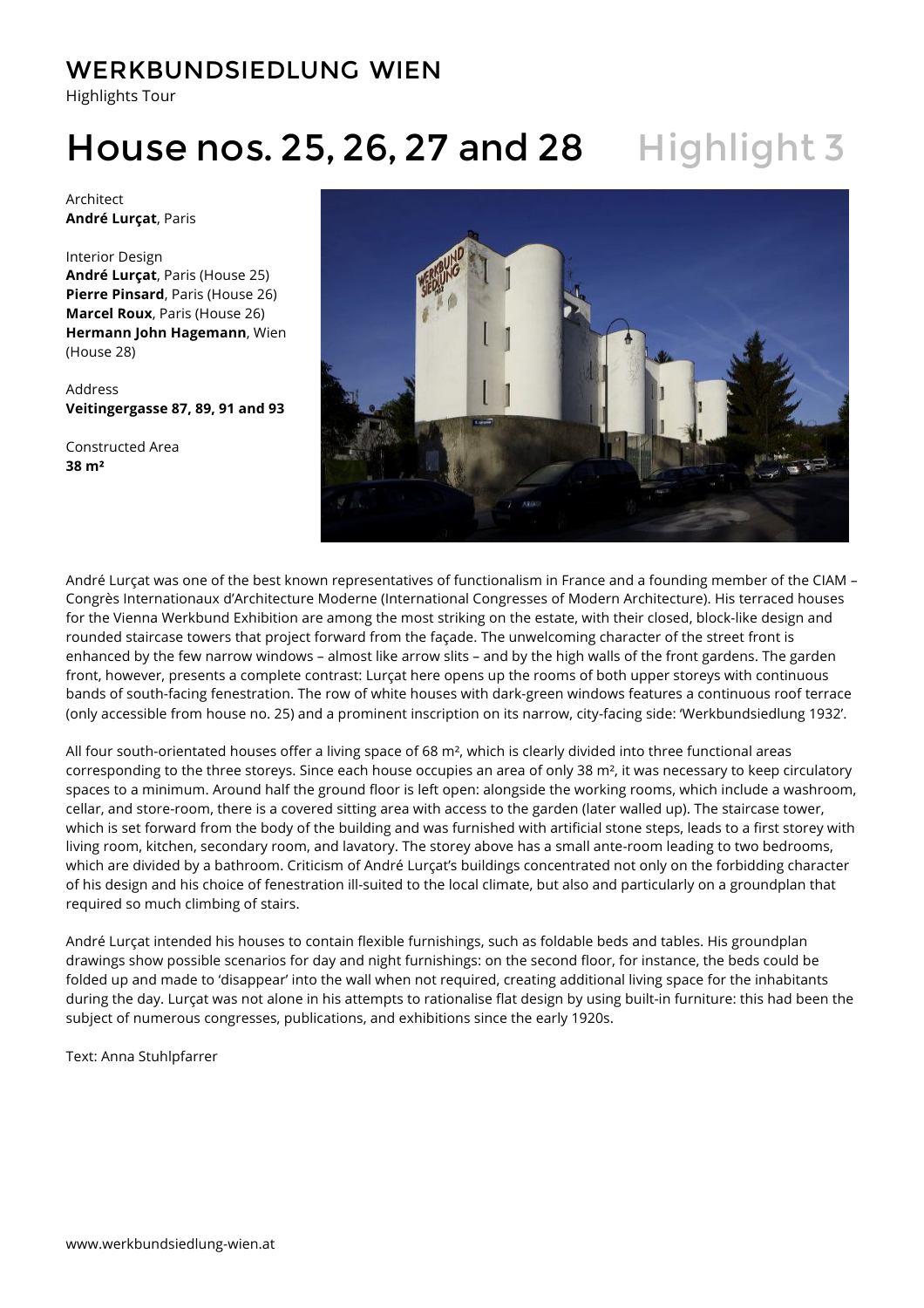# WERKBUNDSIEDLUNG WIEN

Highlights Tour

## House nos. 25, 26, 27 and 28 Highlight 3

Architect
**André Lurçat**, Paris

Interior Design
**André Lurçat**, Paris (House 25)
**Pierre Pinsard**, Paris (House 26)
**Marcel Roux**, Paris (House 26)
**Hermann John Hagemann**, Wien (House 28)

Address
**Veitingergasse 87, 89, 91 and 93**

Constructed Area
**38 m²**

André Lurçat was one of the best known representatives of functionalism in France and a founding member of the CIAM – Congrès Internationaux d'Architecture Moderne (International Congresses of Modern Architecture). His terraced houses for the Vienna Werkbund Exhibition are among the most striking on the estate, with their closed, block-like design and rounded staircase towers that project forward from the façade. The unwelcoming character of the street front is enhanced by the few narrow windows – almost like arrow slits – and by the high walls of the front gardens. The garden front, however, presents a complete contrast: Lurçat here opens up the rooms of both upper storeys with continuous bands of south-facing fenestration. The row of white houses with dark-green windows features a continuous roof terrace (only accessible from house no. 25) and a prominent inscription on its narrow, city-facing side: 'Werkbundsiedlung 1932'.

All four south-orientated houses offer a living space of 68 m², which is clearly divided into three functional areas corresponding to the three storeys. Since each house occupies an area of only 38 m², it was necessary to keep circulatory spaces to a minimum. Around half the ground floor is left open: alongside the working rooms, which include a washroom, cellar, and store-room, there is a covered sitting area with access to the garden (later walled up). The staircase tower, which is set forward from the body of the building and was furnished with artificial stone steps, leads to a first storey with living room, kitchen, secondary room, and lavatory. The storey above has a small ante-room leading to two bedrooms, which are divided by a bathroom. Criticism of André Lurçat's buildings concentrated not only on the forbidding character of his design and his choice of fenestration ill-suited to the local climate, but also and particularly on a groundplan that required so much climbing of stairs.

André Lurçat intended his houses to contain flexible furnishings, such as foldable beds and tables. His groundplan drawings show possible scenarios for day and night furnishings: on the second floor, for instance, the beds could be folded up and made to 'disappear' into the wall when not required, creating additional living space for the inhabitants during the day. Lurçat was not alone in his attempts to rationalise flat design by using built-in furniture: this had been the subject of numerous congresses, publications, and exhibitions since the early 1920s.

Text: Anna Stuhlpfarrer

www.werkbundsiedlung-wien.at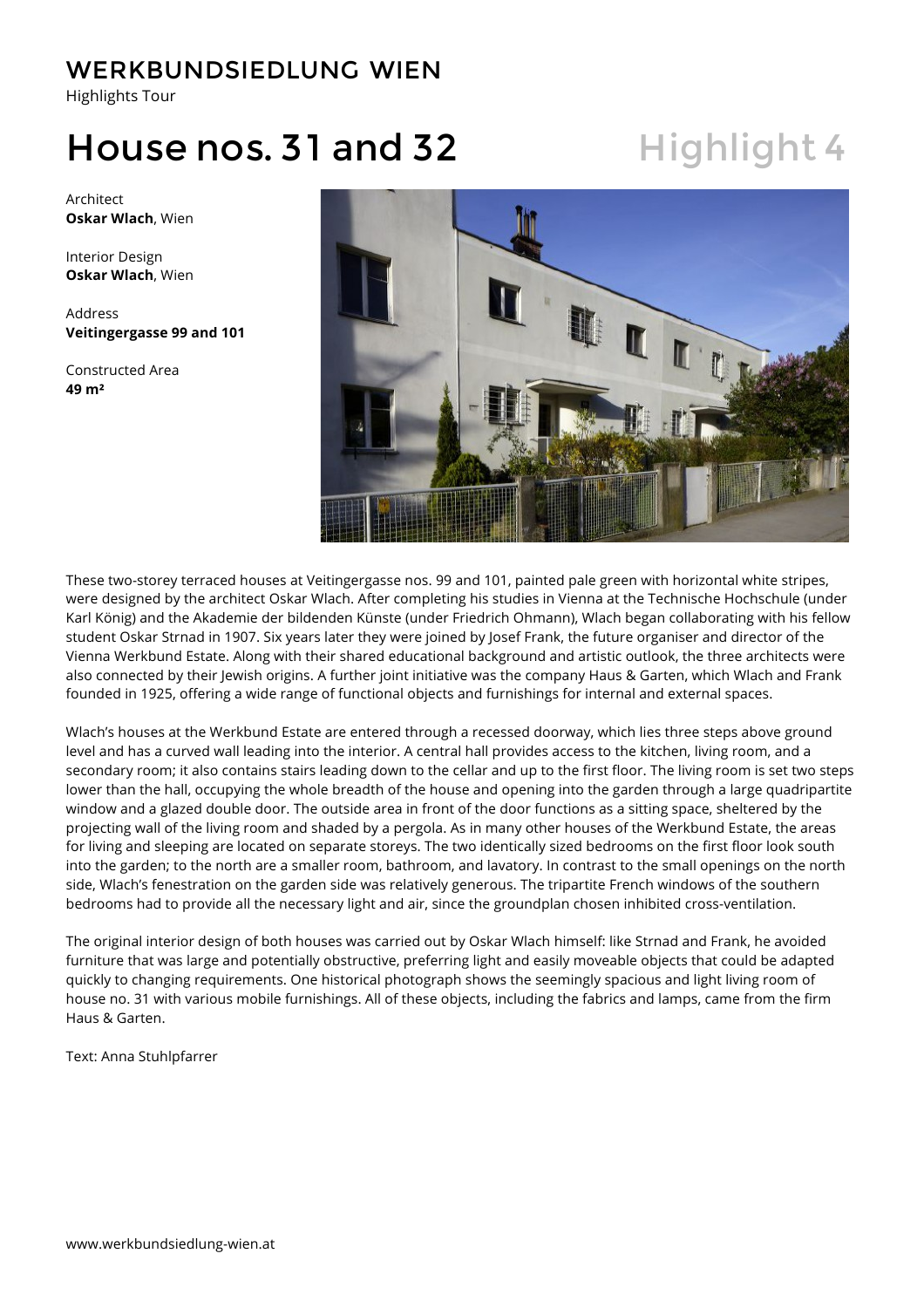# WERKBUNDSIEDLUNG WIEN

Highlights Tour

## House nos. 31 and 32

Highlight 4

Architect
**Oskar Wlach**, Wien

Interior Design
**Oskar Wlach**, Wien

Address
**Veitingergasse 99 and 101**

Constructed Area
**49 m²**

These two-storey terraced houses at Veitingergasse nos. 99 and 101, painted pale green with horizontal white stripes, were designed by the architect Oskar Wlach. After completing his studies in Vienna at the Technische Hochschule (under Karl König) and the Akademie der bildenden Künste (under Friedrich Ohmann), Wlach began collaborating with his fellow student Oskar Strnad in 1907. Six years later they were joined by Josef Frank, the future organiser and director of the Vienna Werkbund Estate. Along with their shared educational background and artistic outlook, the three architects were also connected by their Jewish origins. A further joint initiative was the company Haus & Garten, which Wlach and Frank founded in 1925, offering a wide range of functional objects and furnishings for internal and external spaces.

Wlach's houses at the Werkbund Estate are entered through a recessed doorway, which lies three steps above ground level and has a curved wall leading into the interior. A central hall provides access to the kitchen, living room, and a secondary room; it also contains stairs leading down to the cellar and up to the first floor. The living room is set two steps lower than the hall, occupying the whole breadth of the house and opening into the garden through a large quadripartite window and a glazed double door. The outside area in front of the door functions as a sitting space, sheltered by the projecting wall of the living room and shaded by a pergola. As in many other houses of the Werkbund Estate, the areas for living and sleeping are located on separate storeys. The two identically sized bedrooms on the first floor look south into the garden; to the north are a smaller room, bathroom, and lavatory. In contrast to the small openings on the north side, Wlach's fenestration on the garden side was relatively generous. The tripartite French windows of the southern bedrooms had to provide all the necessary light and air, since the groundplan chosen inhibited cross-ventilation.

The original interior design of both houses was carried out by Oskar Wlach himself: like Strnad and Frank, he avoided furniture that was large and potentially obstructive, preferring light and easily moveable objects that could be adapted quickly to changing requirements. One historical photograph shows the seemingly spacious and light living room of house no. 31 with various mobile furnishings. All of these objects, including the fabrics and lamps, came from the firm Haus & Garten.

Text: Anna Stuhlpfarrer

www.werkbundsiedlung-wien.at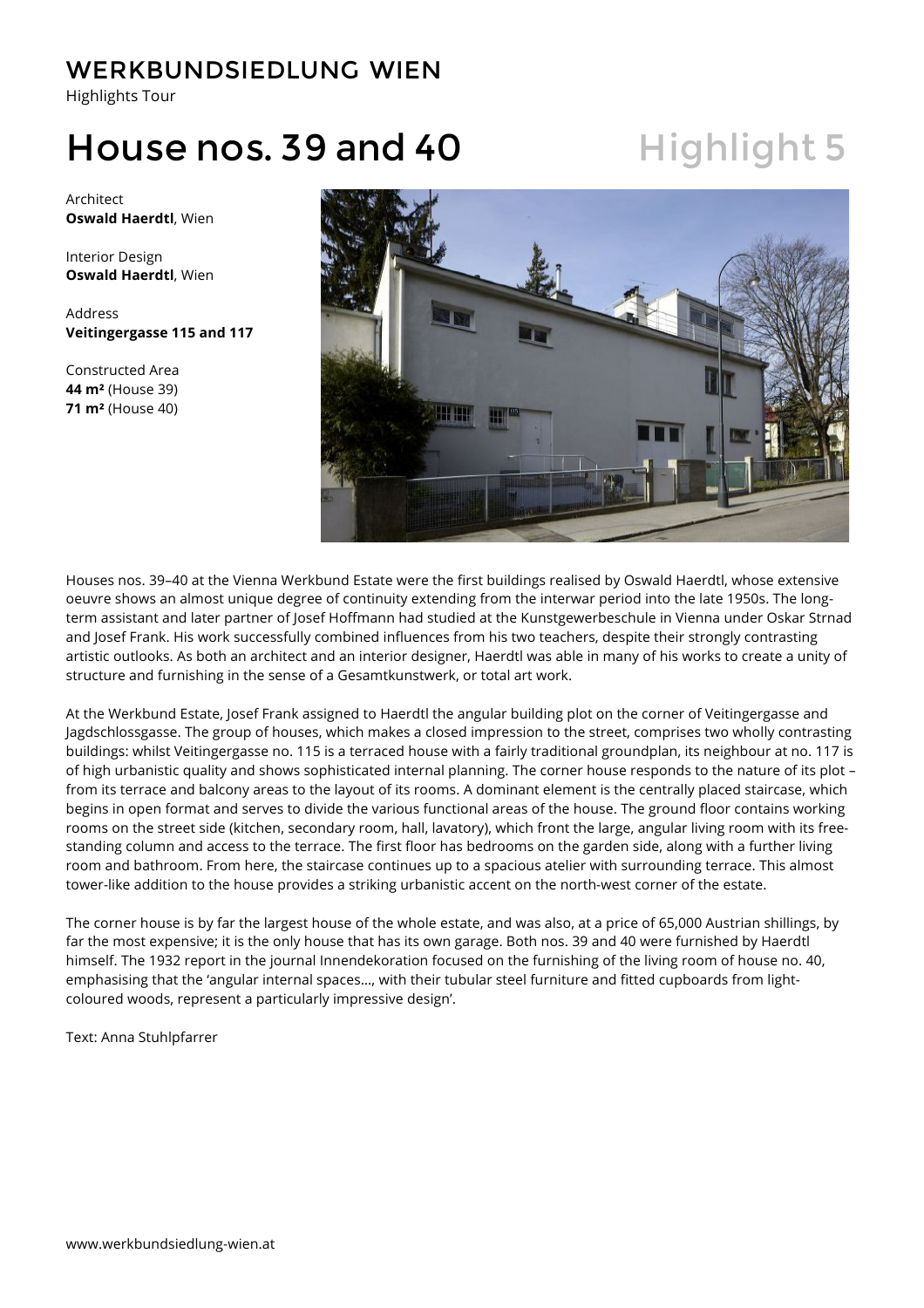# WERKBUNDSIEDLUNG WIEN

Highlights Tour

## House nos. 39 and 40

Highlight 5

Architect
**Oswald Haerdtl**, Wien

Interior Design
**Oswald Haerdtl**, Wien

Address
**Veitingergasse 115 and 117**

Constructed Area
**44 m²** (House 39)
**71 m²** (House 40)

Houses nos. 39–40 at the Vienna Werkbund Estate were the first buildings realised by Oswald Haerdtl, whose extensive oeuvre shows an almost unique degree of continuity extending from the interwar period into the late 1950s. The long-term assistant and later partner of Josef Hoffmann had studied at the Kunstgewerbeschule in Vienna under Oskar Strnad and Josef Frank. His work successfully combined influences from his two teachers, despite their strongly contrasting artistic outlooks. As both an architect and an interior designer, Haerdtl was able in many of his works to create a unity of structure and furnishing in the sense of a Gesamtkunstwerk, or total art work.

At the Werkbund Estate, Josef Frank assigned to Haerdtl the angular building plot on the corner of Veitingergasse and Jagdschlossgasse. The group of houses, which makes a closed impression to the street, comprises two wholly contrasting buildings: whilst Veitingergasse no. 115 is a terraced house with a fairly traditional groundplan, its neighbour at no. 117 is of high urbanistic quality and shows sophisticated internal planning. The corner house responds to the nature of its plot – from its terrace and balcony areas to the layout of its rooms. A dominant element is the centrally placed staircase, which begins in open format and serves to divide the various functional areas of the house. The ground floor contains working rooms on the street side (kitchen, secondary room, hall, lavatory), which front the large, angular living room with its free-standing column and access to the terrace. The first floor has bedrooms on the garden side, along with a further living room and bathroom. From here, the staircase continues up to a spacious atelier with surrounding terrace. This almost tower-like addition to the house provides a striking urbanistic accent on the north-west corner of the estate.

The corner house is by far the largest house of the whole estate, and was also, at a price of 65,000 Austrian shillings, by far the most expensive; it is the only house that has its own garage. Both nos. 39 and 40 were furnished by Haerdtl himself. The 1932 report in the journal Innendekoration focused on the furnishing of the living room of house no. 40, emphasising that the 'angular internal spaces…, with their tubular steel furniture and fitted cupboards from light-coloured woods, represent a particularly impressive design'.

Text: Anna Stuhlpfarrer

www.werkbundsiedlung-wien.at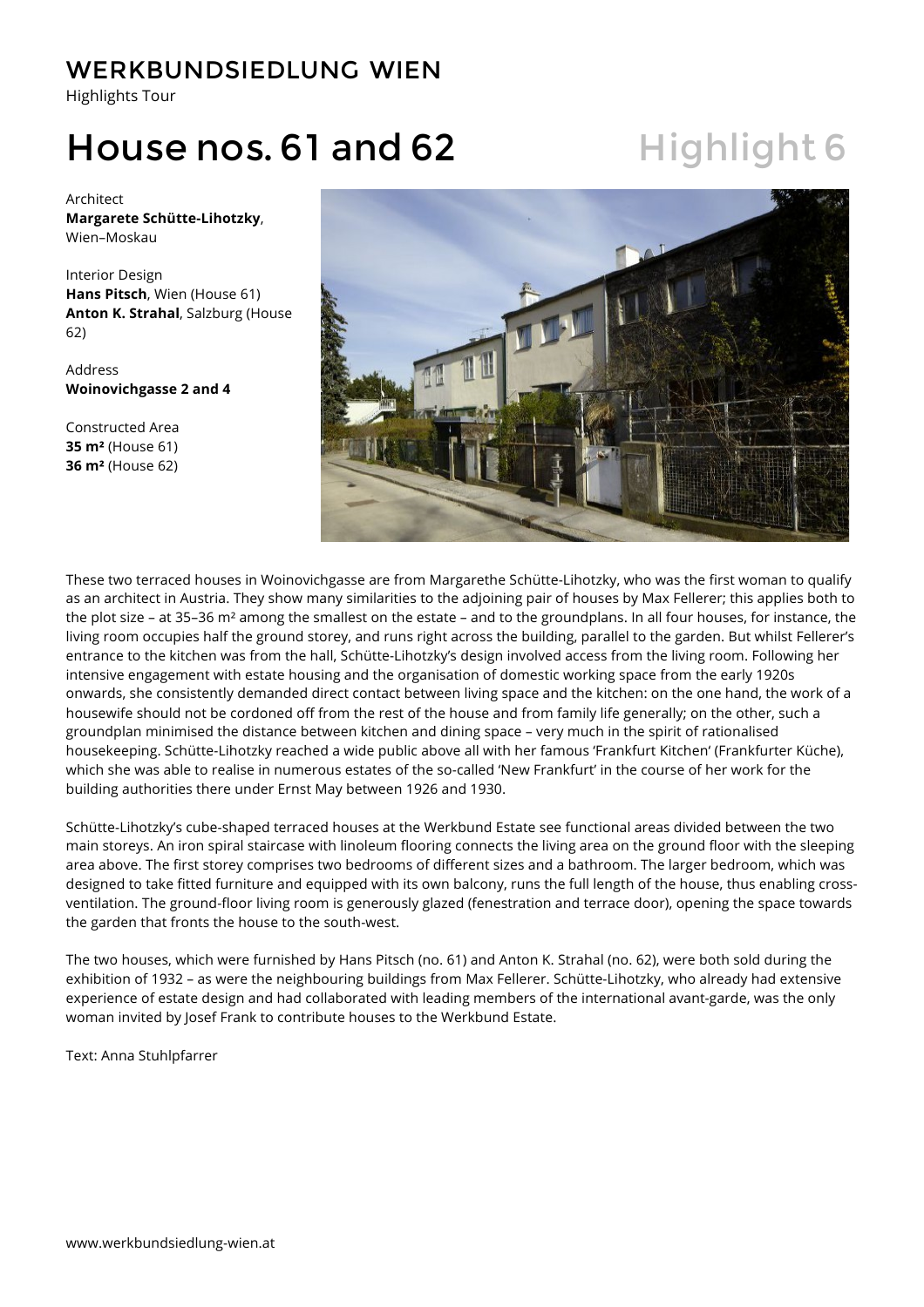WERKBUNDSIEDLUNG WIEN

Highlights Tour

# House nos. 61 and 62 — Highlight 6

Architect
**Margarete Schütte-Lihotzky**, Wien–Moskau

Interior Design
**Hans Pitsch**, Wien (House 61)
**Anton K. Strahal**, Salzburg (House 62)

Address
**Woinovichgasse 2 and 4**

Constructed Area
**35 m²** (House 61)
**36 m²** (House 62)

These two terraced houses in Woinovichgasse are from Margarethe Schütte-Lihotzky, who was the first woman to qualify as an architect in Austria. They show many similarities to the adjoining pair of houses by Max Fellerer; this applies both to the plot size – at 35–36 m² among the smallest on the estate – and to the groundplans. In all four houses, for instance, the living room occupies half the ground storey, and runs right across the building, parallel to the garden. But whilst Fellerer's entrance to the kitchen was from the hall, Schütte-Lihotzky's design involved access from the living room. Following her intensive engagement with estate housing and the organisation of domestic working space from the early 1920s onwards, she consistently demanded direct contact between living space and the kitchen: on the one hand, the work of a housewife should not be cordoned off from the rest of the house and from family life generally; on the other, such a groundplan minimised the distance between kitchen and dining space – very much in the spirit of rationalised housekeeping. Schütte-Lihotzky reached a wide public above all with her famous 'Frankfurt Kitchen' (Frankfurter Küche), which she was able to realise in numerous estates of the so-called 'New Frankfurt' in the course of her work for the building authorities there under Ernst May between 1926 and 1930.

Schütte-Lihotzky's cube-shaped terraced houses at the Werkbund Estate see functional areas divided between the two main storeys. An iron spiral staircase with linoleum flooring connects the living area on the ground floor with the sleeping area above. The first storey comprises two bedrooms of different sizes and a bathroom. The larger bedroom, which was designed to take fitted furniture and equipped with its own balcony, runs the full length of the house, thus enabling cross-ventilation. The ground-floor living room is generously glazed (fenestration and terrace door), opening the space towards the garden that fronts the house to the south-west.

The two houses, which were furnished by Hans Pitsch (no. 61) and Anton K. Strahal (no. 62), were both sold during the exhibition of 1932 – as were the neighbouring buildings from Max Fellerer. Schütte-Lihotzky, who already had extensive experience of estate design and had collaborated with leading members of the international avant-garde, was the only woman invited by Josef Frank to contribute houses to the Werkbund Estate.

Text: Anna Stuhlpfarrer

www.werkbundsiedlung-wien.at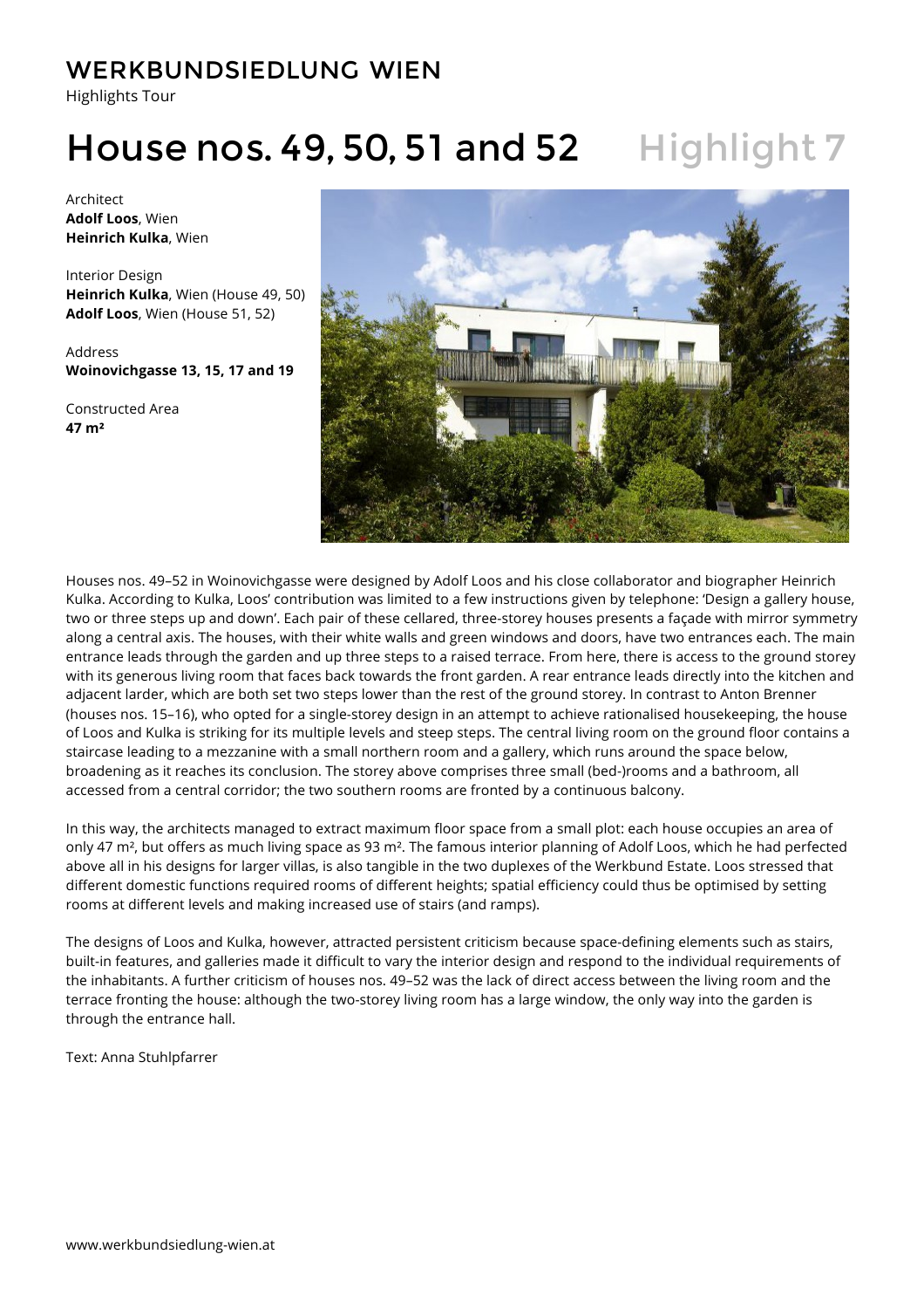WERKBUNDSIEDLUNG WIEN

Highlights Tour

# House nos. 49, 50, 51 and 52 — Highlight 7

Architect
**Adolf Loos**, Wien
**Heinrich Kulka**, Wien

Interior Design
**Heinrich Kulka**, Wien (House 49, 50)
**Adolf Loos**, Wien (House 51, 52)

Address
**Woinovichgasse 13, 15, 17 and 19**

Constructed Area
**47 m²**

Houses nos. 49–52 in Woinovichgasse were designed by Adolf Loos and his close collaborator and biographer Heinrich Kulka. According to Kulka, Loos' contribution was limited to a few instructions given by telephone: 'Design a gallery house, two or three steps up and down'. Each pair of these cellared, three-storey houses presents a façade with mirror symmetry along a central axis. The houses, with their white walls and green windows and doors, have two entrances each. The main entrance leads through the garden and up three steps to a raised terrace. From here, there is access to the ground storey with its generous living room that faces back towards the front garden. A rear entrance leads directly into the kitchen and adjacent larder, which are both set two steps lower than the rest of the ground storey. In contrast to Anton Brenner (houses nos. 15–16), who opted for a single-storey design in an attempt to achieve rationalised housekeeping, the house of Loos and Kulka is striking for its multiple levels and steep steps. The central living room on the ground floor contains a staircase leading to a mezzanine with a small northern room and a gallery, which runs around the space below, broadening as it reaches its conclusion. The storey above comprises three small (bed-)rooms and a bathroom, all accessed from a central corridor; the two southern rooms are fronted by a continuous balcony.

In this way, the architects managed to extract maximum floor space from a small plot: each house occupies an area of only 47 m², but offers as much living space as 93 m². The famous interior planning of Adolf Loos, which he had perfected above all in his designs for larger villas, is also tangible in the two duplexes of the Werkbund Estate. Loos stressed that different domestic functions required rooms of different heights; spatial efficiency could thus be optimised by setting rooms at different levels and making increased use of stairs (and ramps).

The designs of Loos and Kulka, however, attracted persistent criticism because space-defining elements such as stairs, built-in features, and galleries made it difficult to vary the interior design and respond to the individual requirements of the inhabitants. A further criticism of houses nos. 49–52 was the lack of direct access between the living room and the terrace fronting the house: although the two-storey living room has a large window, the only way into the garden is through the entrance hall.

Text: Anna Stuhlpfarrer

www.werkbundsiedlung-wien.at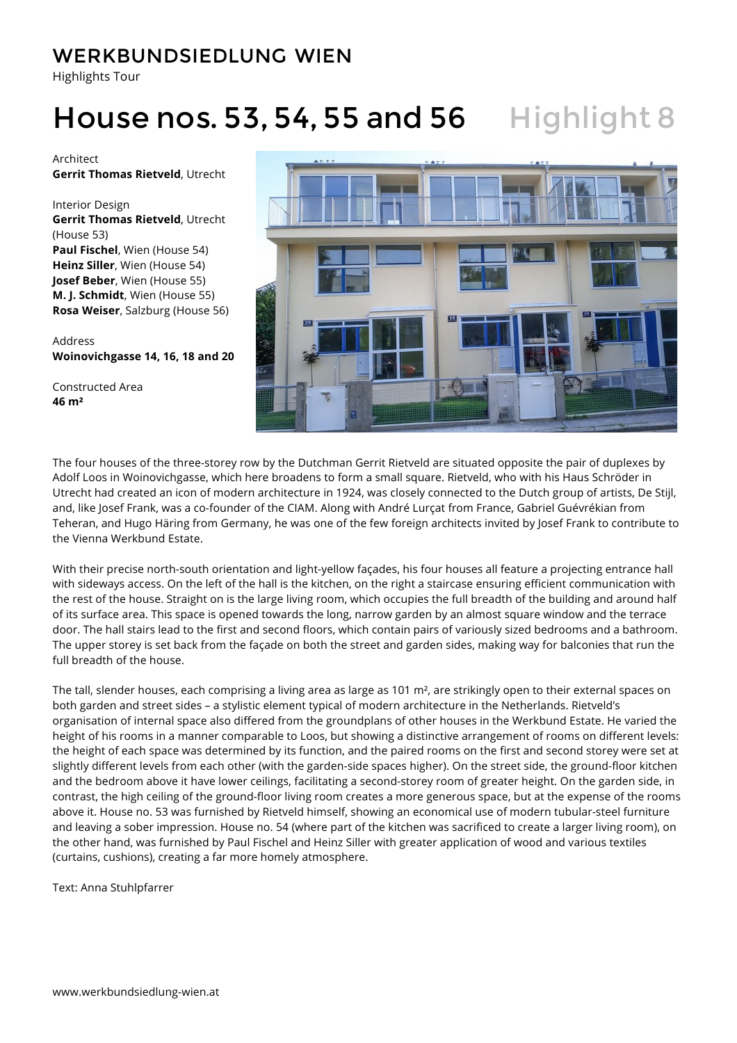# WERKBUNDSIEDLUNG WIEN

Highlights Tour

## House nos. 53, 54, 55 and 56 — Highlight 8

Architect
**Gerrit Thomas Rietveld**, Utrecht

Interior Design
**Gerrit Thomas Rietveld**, Utrecht (House 53)
**Paul Fischel**, Wien (House 54)
**Heinz Siller**, Wien (House 54)
**Josef Beber**, Wien (House 55)
**M. J. Schmidt**, Wien (House 55)
**Rosa Weiser**, Salzburg (House 56)

Address
**Woinovichgasse 14, 16, 18 and 20**

Constructed Area
**46 m²**

The four houses of the three-storey row by the Dutchman Gerrit Rietveld are situated opposite the pair of duplexes by Adolf Loos in Woinovichgasse, which here broadens to form a small square. Rietveld, who with his Haus Schröder in Utrecht had created an icon of modern architecture in 1924, was closely connected to the Dutch group of artists, De Stijl, and, like Josef Frank, was a co-founder of the CIAM. Along with André Lurçat from France, Gabriel Guévrékian from Teheran, and Hugo Häring from Germany, he was one of the few foreign architects invited by Josef Frank to contribute to the Vienna Werkbund Estate.

With their precise north-south orientation and light-yellow façades, his four houses all feature a projecting entrance hall with sideways access. On the left of the hall is the kitchen, on the right a staircase ensuring efficient communication with the rest of the house. Straight on is the large living room, which occupies the full breadth of the building and around half of its surface area. This space is opened towards the long, narrow garden by an almost square window and the terrace door. The hall stairs lead to the first and second floors, which contain pairs of variously sized bedrooms and a bathroom. The upper storey is set back from the façade on both the street and garden sides, making way for balconies that run the full breadth of the house.

The tall, slender houses, each comprising a living area as large as 101 m², are strikingly open to their external spaces on both garden and street sides – a stylistic element typical of modern architecture in the Netherlands. Rietveld's organisation of internal space also differed from the groundplans of other houses in the Werkbund Estate. He varied the height of his rooms in a manner comparable to Loos, but showing a distinctive arrangement of rooms on different levels: the height of each space was determined by its function, and the paired rooms on the first and second storey were set at slightly different levels from each other (with the garden-side spaces higher). On the street side, the ground-floor kitchen and the bedroom above it have lower ceilings, facilitating a second-storey room of greater height. On the garden side, in contrast, the high ceiling of the ground-floor living room creates a more generous space, but at the expense of the rooms above it. House no. 53 was furnished by Rietveld himself, showing an economical use of modern tubular-steel furniture and leaving a sober impression. House no. 54 (where part of the kitchen was sacrificed to create a larger living room), on the other hand, was furnished by Paul Fischel and Heinz Siller with greater application of wood and various textiles (curtains, cushions), creating a far more homely atmosphere.

Text: Anna Stuhlpfarrer

www.werkbundsiedlung-wien.at